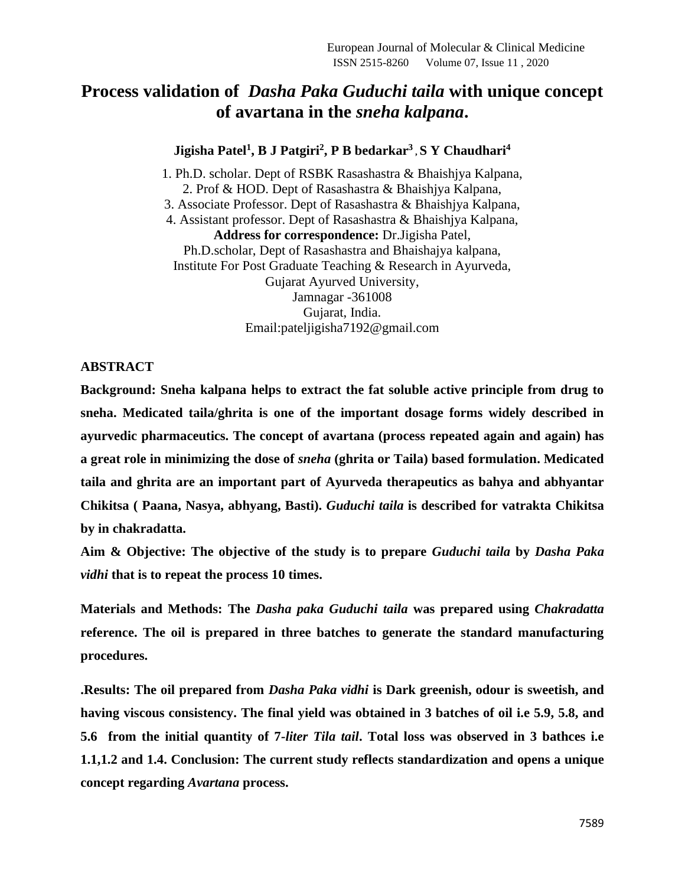# Process validation of *Dasha Paka Guduchi taila* with unique concept of avartana in the *sneha kalpana*.

**Jigisha Patel[1], B J Patgiri[2], P B bedarkar[3] , S Y Chaudhari[4]**

1. Ph.D. scholar. Dept of RSBK Rasashastra & Bhaishjya Kalpana,
2. Prof & HOD. Dept of Rasashastra & Bhaishjya Kalpana,
3. Associate Professor. Dept of Rasashastra & Bhaishjya Kalpana,
4. Assistant professor. Dept of Rasashastra & Bhaishjya Kalpana,

**Address for correspondence:** Dr.Jigisha Patel,
Ph.D.scholar, Dept of Rasashastra and Bhaishajya kalpana,
Institute For Post Graduate Teaching & Research in Ayurveda,
Gujarat Ayurved University,
Jamnagar -361008
Gujarat, India.
Email:pateljigisha7192@gmail.com

## ABSTRACT

**Background: Sneha kalpana helps to extract the fat soluble active principle from drug to sneha. Medicated taila/ghrita is one of the important dosage forms widely described in ayurvedic pharmaceutics. The concept of avartana (process repeated again and again) has a great role in minimizing the dose of *sneha* (ghrita or Taila) based formulation. Medicated taila and ghrita are an important part of Ayurveda therapeutics as bahya and abhyantar Chikitsa ( Paana, Nasya, abhyang, Basti). *Guduchi taila* is described for vatrakta Chikitsa by in chakradatta.**

**Aim & Objective: The objective of the study is to prepare *Guduchi taila* by *Dasha Paka vidhi* that is to repeat the process 10 times.**

**Materials and Methods: The *Dasha paka Guduchi taila* was prepared using *Chakradatta* reference. The oil is prepared in three batches to generate the standard manufacturing procedures.**

**.Results: The oil prepared from *Dasha Paka vidhi* is Dark greenish, odour is sweetish, and having viscous consistency. The final yield was obtained in 3 batches of oil i.e 5.9, 5.8, and 5.6 from the initial quantity of 7-*liter Tila tail*. Total loss was observed in 3 bathces i.e 1.1,1.2 and 1.4. Conclusion: The current study reflects standardization and opens a unique concept regarding *Avartana* process.**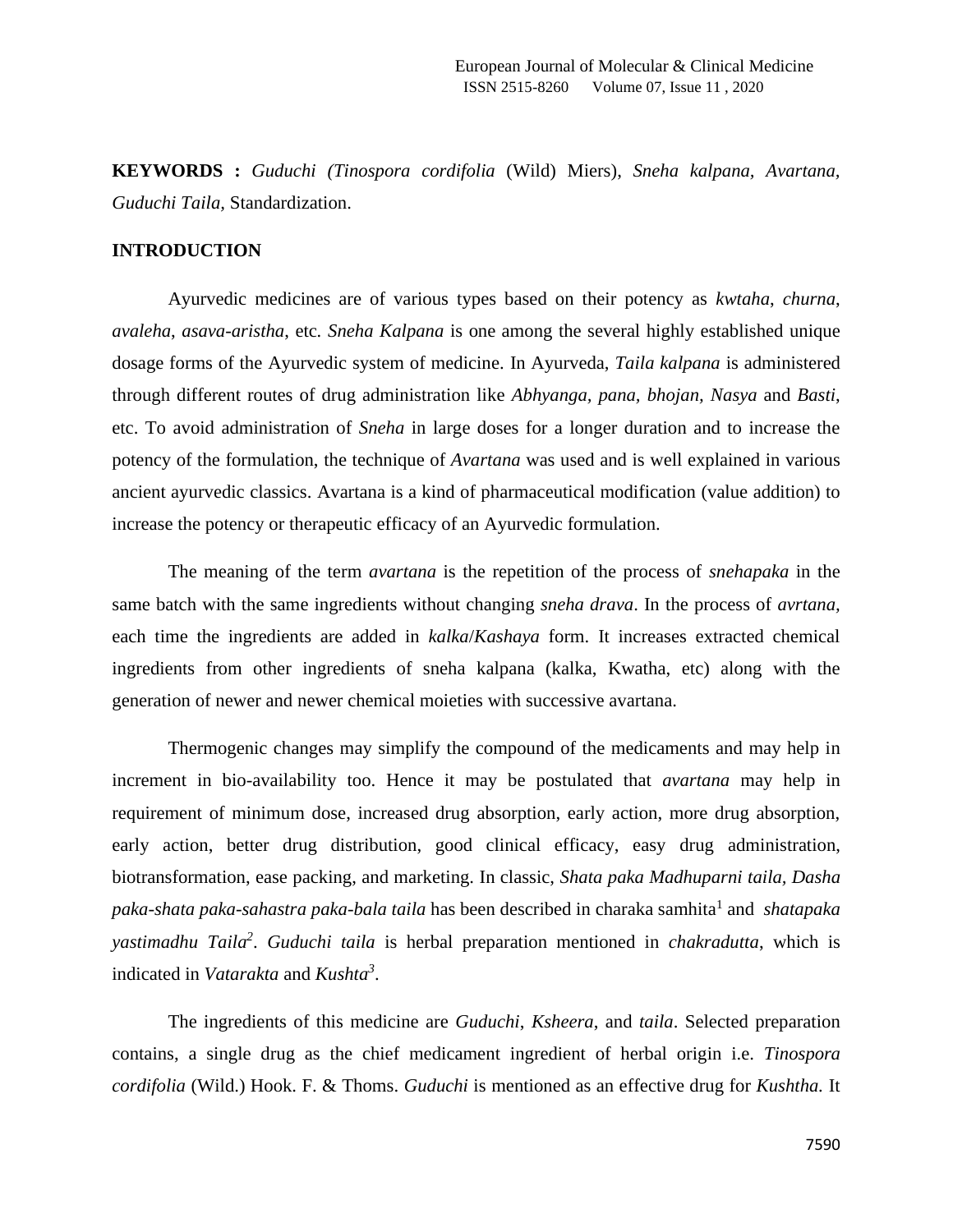**KEYWORDS :** *Guduchi (Tinospora cordifolia* (Wild) Miers), *Sneha kalpana*, *Avartana*, *Guduchi Taila*, Standardization.

## INTRODUCTION

Ayurvedic medicines are of various types based on their potency as *kwtaha*, *churna*, *avaleha*, *asava-aristha*, etc. *Sneha Kalpana* is one among the several highly established unique dosage forms of the Ayurvedic system of medicine. In Ayurveda, *Taila kalpana* is administered through different routes of drug administration like *Abhyanga*, *pana*, *bhojan*, *Nasya* and *Basti*, etc. To avoid administration of *Sneha* in large doses for a longer duration and to increase the potency of the formulation, the technique of *Avartana* was used and is well explained in various ancient ayurvedic classics. Avartana is a kind of pharmaceutical modification (value addition) to increase the potency or therapeutic efficacy of an Ayurvedic formulation.

The meaning of the term *avartana* is the repetition of the process of *snehapaka* in the same batch with the same ingredients without changing *sneha drava*. In the process of *avrtana*, each time the ingredients are added in *kalka*/*Kashaya* form. It increases extracted chemical ingredients from other ingredients of sneha kalpana (kalka, Kwatha, etc) along with the generation of newer and newer chemical moieties with successive avartana.

Thermogenic changes may simplify the compound of the medicaments and may help in increment in bio-availability too. Hence it may be postulated that *avartana* may help in requirement of minimum dose, increased drug absorption, early action, more drug absorption, early action, better drug distribution, good clinical efficacy, easy drug administration, biotransformation, ease packing, and marketing. In classic, *Shata paka Madhuparni taila*, *Dasha paka-shata paka-sahastra paka-bala taila* has been described in charaka samhita[1] and *shatapaka yastimadhu Taila*[2]. *Guduchi taila* is herbal preparation mentioned in *chakradutta*, which is indicated in *Vatarakta* and *Kushta*[3].

The ingredients of this medicine are *Guduchi*, *Ksheera*, and *taila*. Selected preparation contains, a single drug as the chief medicament ingredient of herbal origin i.e. *Tinospora cordifolia* (Wild.) Hook. F. & Thoms. *Guduchi* is mentioned as an effective drug for *Kushtha.* It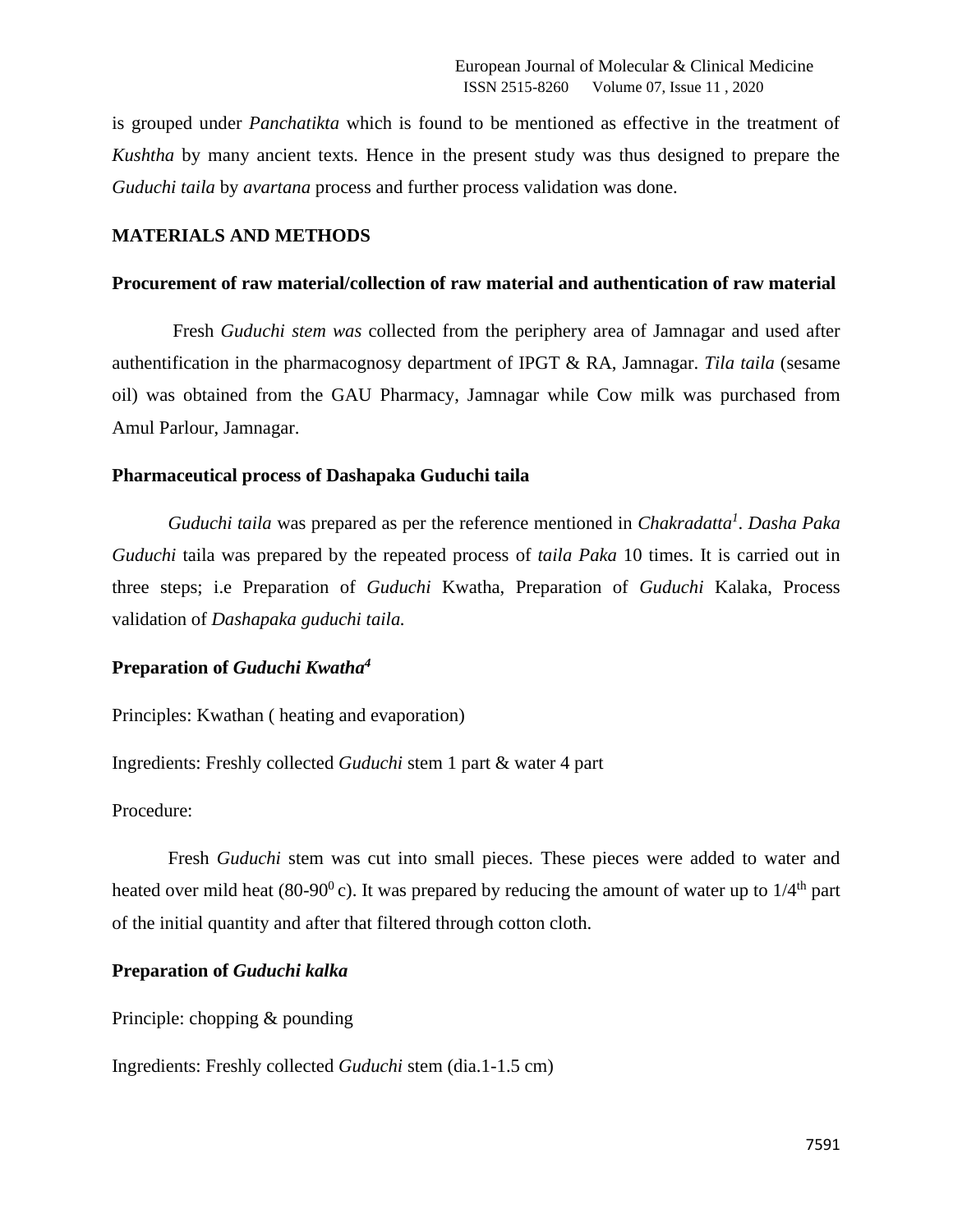is grouped under *Panchatikta* which is found to be mentioned as effective in the treatment of *Kushtha* by many ancient texts. Hence in the present study was thus designed to prepare the *Guduchi taila* by *avartana* process and further process validation was done.

## MATERIALS AND METHODS

### Procurement of raw material/collection of raw material and authentication of raw material

Fresh *Guduchi stem was* collected from the periphery area of Jamnagar and used after authentification in the pharmacognosy department of IPGT & RA, Jamnagar. *Tila taila* (sesame oil) was obtained from the GAU Pharmacy, Jamnagar while Cow milk was purchased from Amul Parlour, Jamnagar.

### Pharmaceutical process of Dashapaka Guduchi taila

*Guduchi taila* was prepared as per the reference mentioned in *Chakradatta*[1]. *Dasha Paka Guduchi* taila was prepared by the repeated process of *taila Paka* 10 times. It is carried out in three steps; i.e Preparation of *Guduchi* Kwatha, Preparation of *Guduchi* Kalaka, Process validation of *Dashapaka guduchi taila.*

### Preparation of *Guduchi Kwatha*[4]

Principles: Kwathan ( heating and evaporation)

Ingredients: Freshly collected *Guduchi* stem 1 part & water 4 part

Procedure:

Fresh *Guduchi* stem was cut into small pieces. These pieces were added to water and heated over mild heat (80-90$^{0}$ c). It was prepared by reducing the amount of water up to 1/4$^{th}$ part of the initial quantity and after that filtered through cotton cloth.

### Preparation of *Guduchi kalka*

Principle: chopping & pounding

Ingredients: Freshly collected *Guduchi* stem (dia.1-1.5 cm)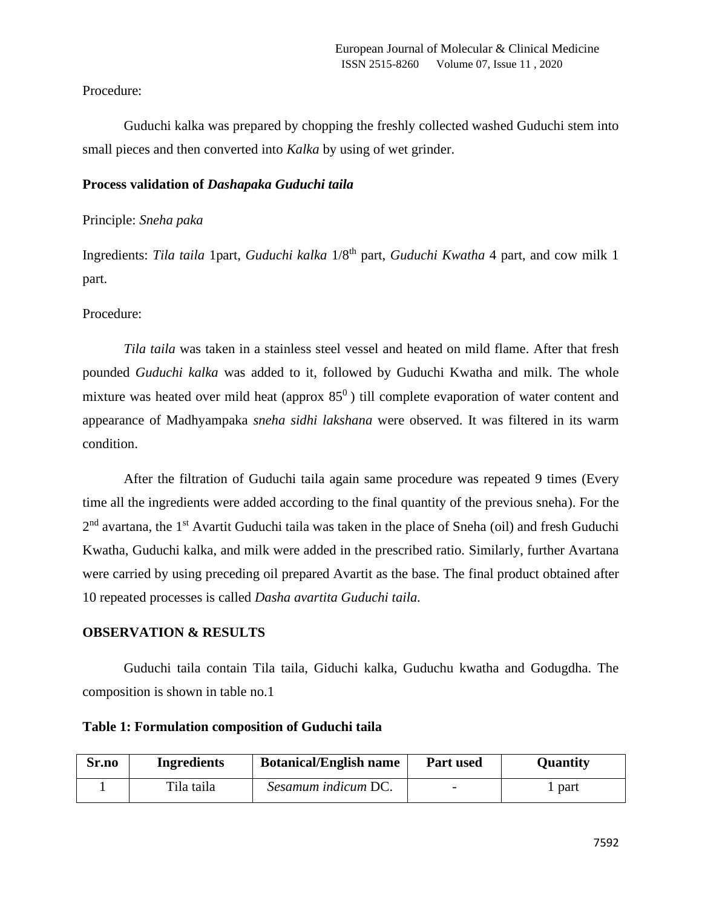Procedure:

Guduchi kalka was prepared by chopping the freshly collected washed Guduchi stem into small pieces and then converted into *Kalka* by using of wet grinder.

**Process validation of *Dashapaka Guduchi taila***

Principle: *Sneha paka*

Ingredients: *Tila taila* 1part, *Guduchi kalka* 1/8th part, *Guduchi Kwatha* 4 part, and cow milk 1 part.

Procedure:

*Tila taila* was taken in a stainless steel vessel and heated on mild flame. After that fresh pounded *Guduchi kalka* was added to it, followed by Guduchi Kwatha and milk. The whole mixture was heated over mild heat (approx $85^0$ ) till complete evaporation of water content and appearance of Madhyampaka *sneha sidhi lakshana* were observed. It was filtered in its warm condition.

After the filtration of Guduchi taila again same procedure was repeated 9 times (Every time all the ingredients were added according to the final quantity of the previous sneha). For the 2nd avartana, the 1st Avartit Guduchi taila was taken in the place of Sneha (oil) and fresh Guduchi Kwatha, Guduchi kalka, and milk were added in the prescribed ratio. Similarly, further Avartana were carried by using preceding oil prepared Avartit as the base. The final product obtained after 10 repeated processes is called *Dasha avartita Guduchi taila.*

**OBSERVATION & RESULTS**

Guduchi taila contain Tila taila, Giduchi kalka, Guduchu kwatha and Godugdha. The composition is shown in table no.1

**Table 1: Formulation composition of Guduchi taila**

| Sr.no | Ingredients | Botanical/English name | Part used | Quantity |
|---|---|---|---|---|
| 1 | Tila taila | *Sesamum indicum* DC. | - | 1 part |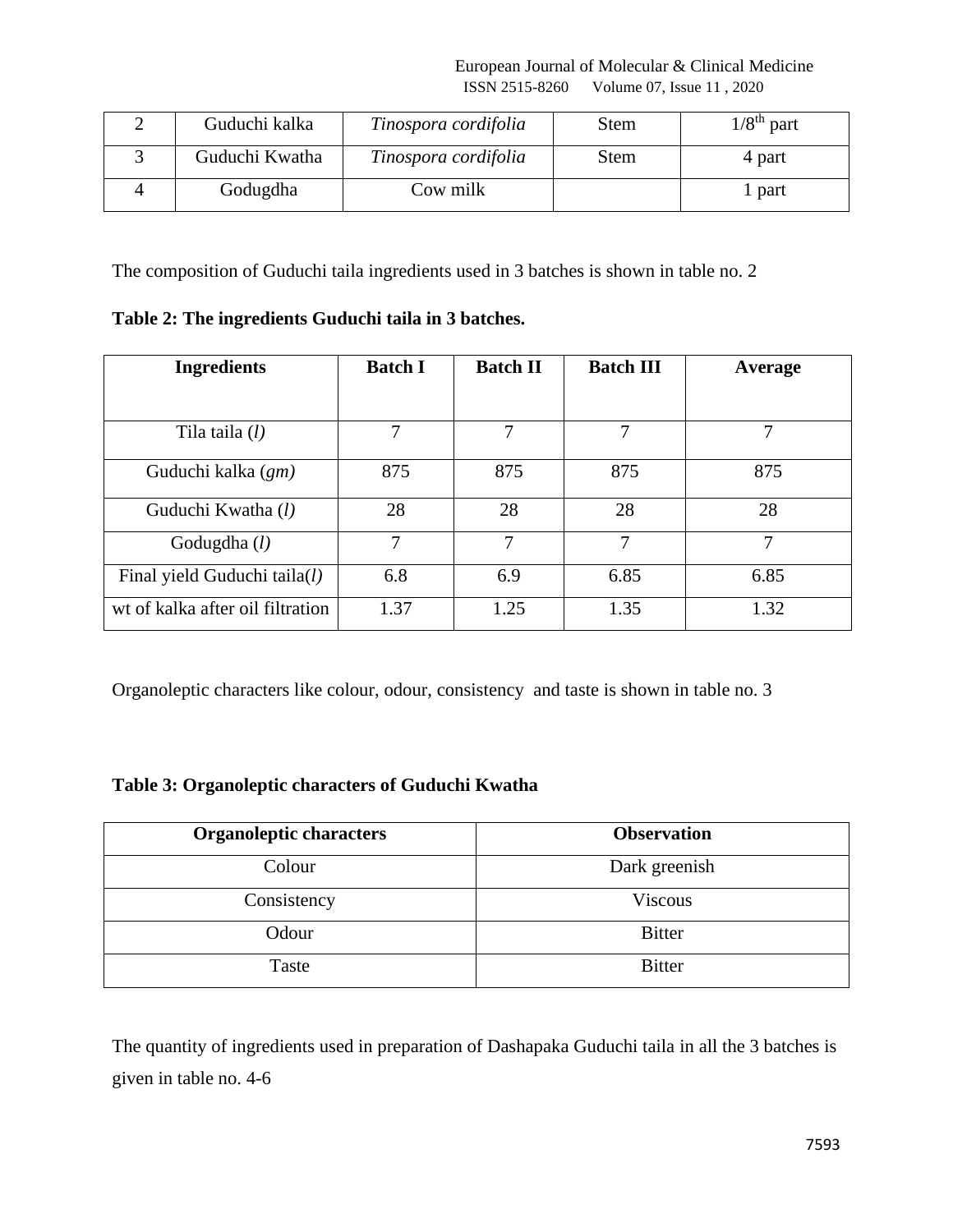| 2 | Guduchi kalka | *Tinospora cordifolia* | Stem | $1/8^{th}$ part |
|---|---|---|---|---|
| 3 | Guduchi Kwatha | *Tinospora cordifolia* | Stem | 4 part |
| 4 | Godugdha | Cow milk | | 1 part |

The composition of Guduchi taila ingredients used in 3 batches is shown in table no. 2

**Table 2: The ingredients Guduchi taila in 3 batches.**

| Ingredients | Batch I | Batch II | Batch III | Average |
|---|---|---|---|---|
| Tila taila (*l*) | 7 | 7 | 7 | 7 |
| Guduchi kalka (*gm*) | 875 | 875 | 875 | 875 |
| Guduchi Kwatha (*l*) | 28 | 28 | 28 | 28 |
| Godugdha (*l*) | 7 | 7 | 7 | 7 |
| Final yield Guduchi taila(*l*) | 6.8 | 6.9 | 6.85 | 6.85 |
| wt of kalka after oil filtration | 1.37 | 1.25 | 1.35 | 1.32 |

Organoleptic characters like colour, odour, consistency and taste is shown in table no. 3

**Table 3: Organoleptic characters of Guduchi Kwatha**

| Organoleptic characters | Observation |
|---|---|
| Colour | Dark greenish |
| Consistency | Viscous |
| Odour | Bitter |
| Taste | Bitter |

The quantity of ingredients used in preparation of Dashapaka Guduchi taila in all the 3 batches is given in table no. 4-6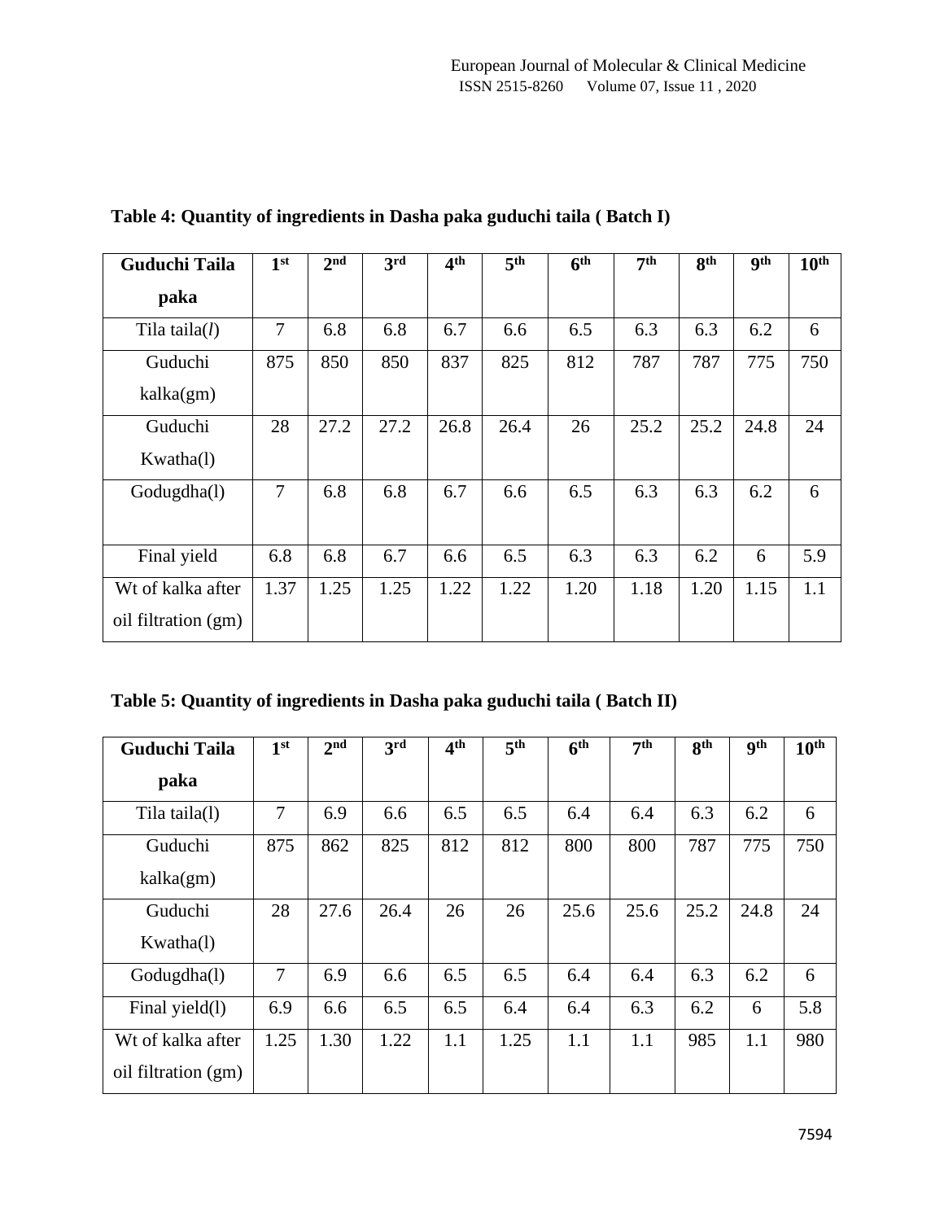**Table 4: Quantity of ingredients in Dasha paka guduchi taila ( Batch I)**

| Guduchi Taila paka | 1st | 2nd | 3rd | 4th | 5th | 6th | 7th | 8th | 9th | 10th |
|---|---|---|---|---|---|---|---|---|---|---|
| Tila taila(*l*) | 7 | 6.8 | 6.8 | 6.7 | 6.6 | 6.5 | 6.3 | 6.3 | 6.2 | 6 |
| Guduchi kalka(gm) | 875 | 850 | 850 | 837 | 825 | 812 | 787 | 787 | 775 | 750 |
| Guduchi Kwatha(l) | 28 | 27.2 | 27.2 | 26.8 | 26.4 | 26 | 25.2 | 25.2 | 24.8 | 24 |
| Godugdha(l) | 7 | 6.8 | 6.8 | 6.7 | 6.6 | 6.5 | 6.3 | 6.3 | 6.2 | 6 |
| Final yield | 6.8 | 6.8 | 6.7 | 6.6 | 6.5 | 6.3 | 6.3 | 6.2 | 6 | 5.9 |
| Wt of kalka after oil filtration (gm) | 1.37 | 1.25 | 1.25 | 1.22 | 1.22 | 1.20 | 1.18 | 1.20 | 1.15 | 1.1 |

**Table 5: Quantity of ingredients in Dasha paka guduchi taila ( Batch II)**

| Guduchi Taila paka | 1st | 2nd | 3rd | 4th | 5th | 6th | 7th | 8th | 9th | 10th |
|---|---|---|---|---|---|---|---|---|---|---|
| Tila taila(l) | 7 | 6.9 | 6.6 | 6.5 | 6.5 | 6.4 | 6.4 | 6.3 | 6.2 | 6 |
| Guduchi kalka(gm) | 875 | 862 | 825 | 812 | 812 | 800 | 800 | 787 | 775 | 750 |
| Guduchi Kwatha(l) | 28 | 27.6 | 26.4 | 26 | 26 | 25.6 | 25.6 | 25.2 | 24.8 | 24 |
| Godugdha(l) | 7 | 6.9 | 6.6 | 6.5 | 6.5 | 6.4 | 6.4 | 6.3 | 6.2 | 6 |
| Final yield(l) | 6.9 | 6.6 | 6.5 | 6.5 | 6.4 | 6.4 | 6.3 | 6.2 | 6 | 5.8 |
| Wt of kalka after oil filtration (gm) | 1.25 | 1.30 | 1.22 | 1.1 | 1.25 | 1.1 | 1.1 | 985 | 1.1 | 980 |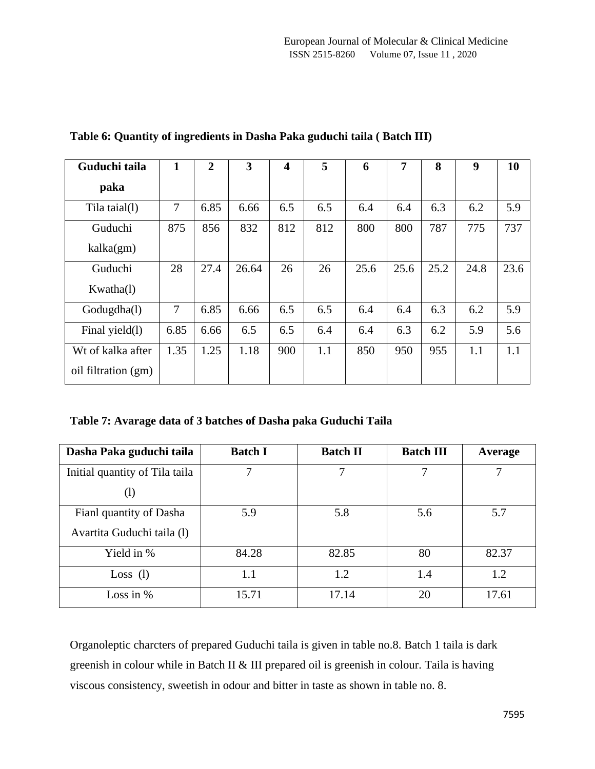**Table 6: Quantity of ingredients in Dasha Paka guduchi taila ( Batch III)**

| Guduchi taila paka | 1 | 2 | 3 | 4 | 5 | 6 | 7 | 8 | 9 | 10 |
|---|---|---|---|---|---|---|---|---|---|---|
| Tila taial(l) | 7 | 6.85 | 6.66 | 6.5 | 6.5 | 6.4 | 6.4 | 6.3 | 6.2 | 5.9 |
| Guduchi kalka(gm) | 875 | 856 | 832 | 812 | 812 | 800 | 800 | 787 | 775 | 737 |
| Guduchi Kwatha(l) | 28 | 27.4 | 26.64 | 26 | 26 | 25.6 | 25.6 | 25.2 | 24.8 | 23.6 |
| Godugdha(l) | 7 | 6.85 | 6.66 | 6.5 | 6.5 | 6.4 | 6.4 | 6.3 | 6.2 | 5.9 |
| Final yield(l) | 6.85 | 6.66 | 6.5 | 6.5 | 6.4 | 6.4 | 6.3 | 6.2 | 5.9 | 5.6 |
| Wt of kalka after oil filtration (gm) | 1.35 | 1.25 | 1.18 | 900 | 1.1 | 850 | 950 | 955 | 1.1 | 1.1 |

**Table 7: Avarage data of 3 batches of Dasha paka Guduchi Taila**

| Dasha Paka guduchi taila | Batch I | Batch II | Batch III | Average |
|---|---|---|---|---|
| Initial quantity of Tila taila (l) | 7 | 7 | 7 | 7 |
| Fianl quantity of Dasha Avartita Guduchi taila (l) | 5.9 | 5.8 | 5.6 | 5.7 |
| Yield in % | 84.28 | 82.85 | 80 | 82.37 |
| Loss (l) | 1.1 | 1.2 | 1.4 | 1.2 |
| Loss in % | 15.71 | 17.14 | 20 | 17.61 |

Organoleptic charcters of prepared Guduchi taila is given in table no.8. Batch 1 taila is dark greenish in colour while in Batch II & III prepared oil is greenish in colour. Taila is having viscous consistency, sweetish in odour and bitter in taste as shown in table no. 8.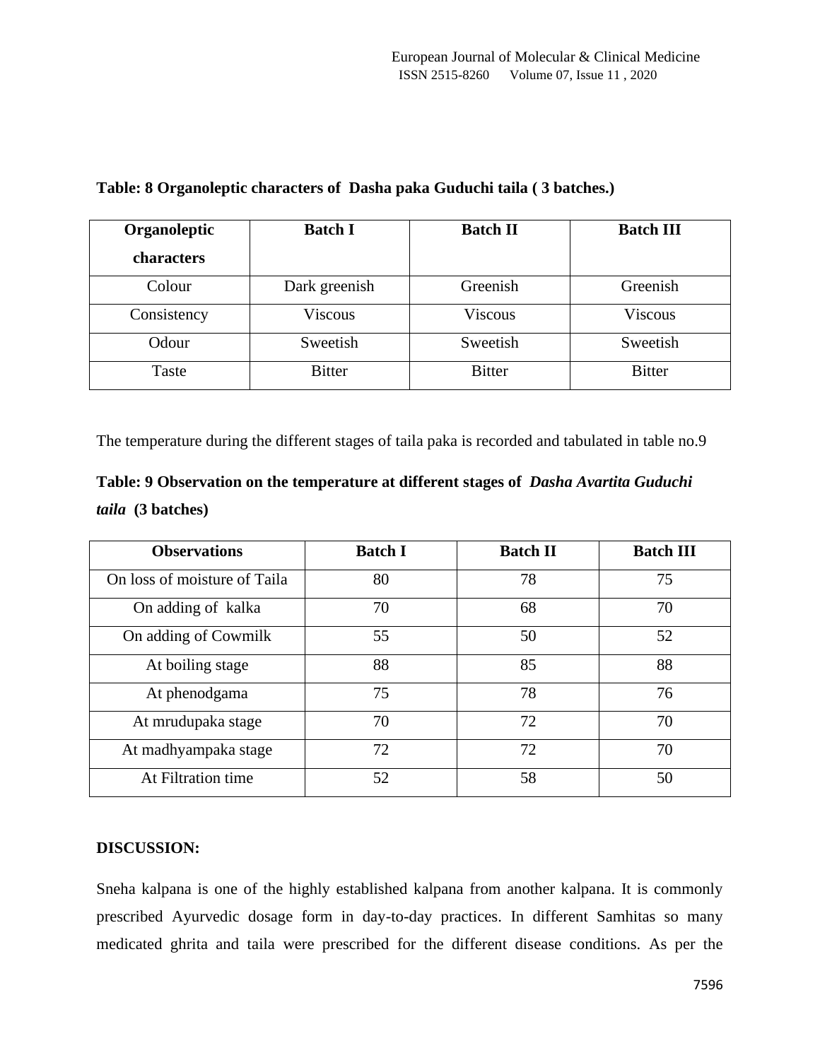**Table: 8 Organoleptic characters of Dasha paka Guduchi taila ( 3 batches.)**

| Organoleptic characters | Batch I | Batch II | Batch III |
|---|---|---|---|
| Colour | Dark greenish | Greenish | Greenish |
| Consistency | Viscous | Viscous | Viscous |
| Odour | Sweetish | Sweetish | Sweetish |
| Taste | Bitter | Bitter | Bitter |

The temperature during the different stages of taila paka is recorded and tabulated in table no.9

**Table: 9 Observation on the temperature at different stages of *Dasha Avartita Guduchi taila* (3 batches)**

| Observations | Batch I | Batch II | Batch III |
|---|---|---|---|
| On loss of moisture of Taila | 80 | 78 | 75 |
| On adding of kalka | 70 | 68 | 70 |
| On adding of Cowmilk | 55 | 50 | 52 |
| At boiling stage | 88 | 85 | 88 |
| At phenodgama | 75 | 78 | 76 |
| At mrudupaka stage | 70 | 72 | 70 |
| At madhyampaka stage | 72 | 72 | 70 |
| At Filtration time | 52 | 58 | 50 |

**DISCUSSION:**

Sneha kalpana is one of the highly established kalpana from another kalpana. It is commonly prescribed Ayurvedic dosage form in day-to-day practices. In different Samhitas so many medicated ghrita and taila were prescribed for the different disease conditions. As per the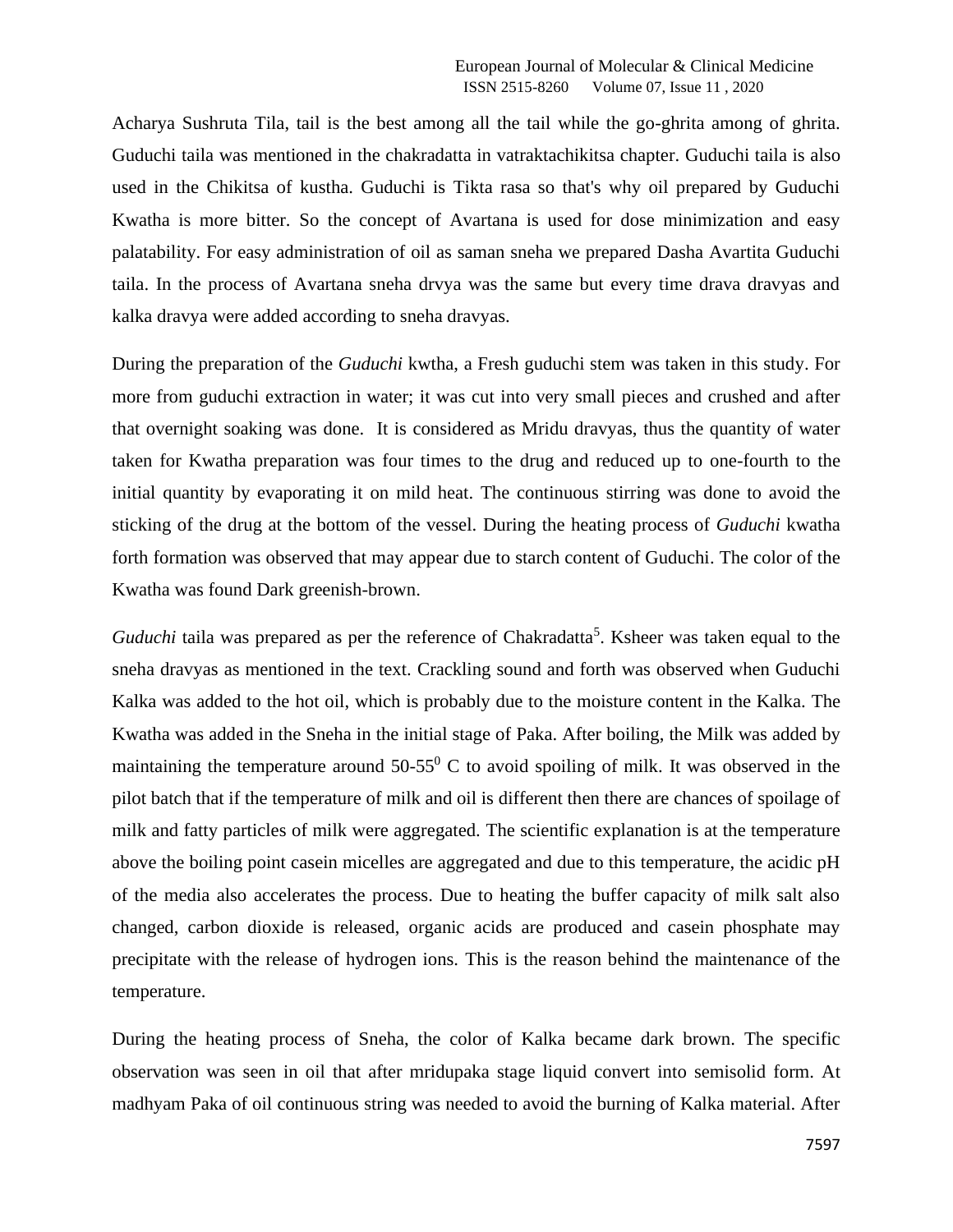Acharya Sushruta Tila, tail is the best among all the tail while the go-ghrita among of ghrita. Guduchi taila was mentioned in the chakradatta in vatraktachikitsa chapter. Guduchi taila is also used in the Chikitsa of kustha. Guduchi is Tikta rasa so that's why oil prepared by Guduchi Kwatha is more bitter. So the concept of Avartana is used for dose minimization and easy palatability. For easy administration of oil as saman sneha we prepared Dasha Avartita Guduchi taila. In the process of Avartana sneha drvya was the same but every time drava dravyas and kalka dravya were added according to sneha dravyas.

During the preparation of the *Guduchi* kwtha, a Fresh guduchi stem was taken in this study. For more from guduchi extraction in water; it was cut into very small pieces and crushed and after that overnight soaking was done. It is considered as Mridu dravyas, thus the quantity of water taken for Kwatha preparation was four times to the drug and reduced up to one-fourth to the initial quantity by evaporating it on mild heat. The continuous stirring was done to avoid the sticking of the drug at the bottom of the vessel. During the heating process of *Guduchi* kwatha forth formation was observed that may appear due to starch content of Guduchi. The color of the Kwatha was found Dark greenish-brown.

*Guduchi* taila was prepared as per the reference of Chakradatta[5]. Ksheer was taken equal to the sneha dravyas as mentioned in the text. Crackling sound and forth was observed when Guduchi Kalka was added to the hot oil, which is probably due to the moisture content in the Kalka. The Kwatha was added in the Sneha in the initial stage of Paka. After boiling, the Milk was added by maintaining the temperature around 50-55$^0$ C to avoid spoiling of milk. It was observed in the pilot batch that if the temperature of milk and oil is different then there are chances of spoilage of milk and fatty particles of milk were aggregated. The scientific explanation is at the temperature above the boiling point casein micelles are aggregated and due to this temperature, the acidic pH of the media also accelerates the process. Due to heating the buffer capacity of milk salt also changed, carbon dioxide is released, organic acids are produced and casein phosphate may precipitate with the release of hydrogen ions. This is the reason behind the maintenance of the temperature.

During the heating process of Sneha, the color of Kalka became dark brown. The specific observation was seen in oil that after mridupaka stage liquid convert into semisolid form. At madhyam Paka of oil continuous string was needed to avoid the burning of Kalka material. After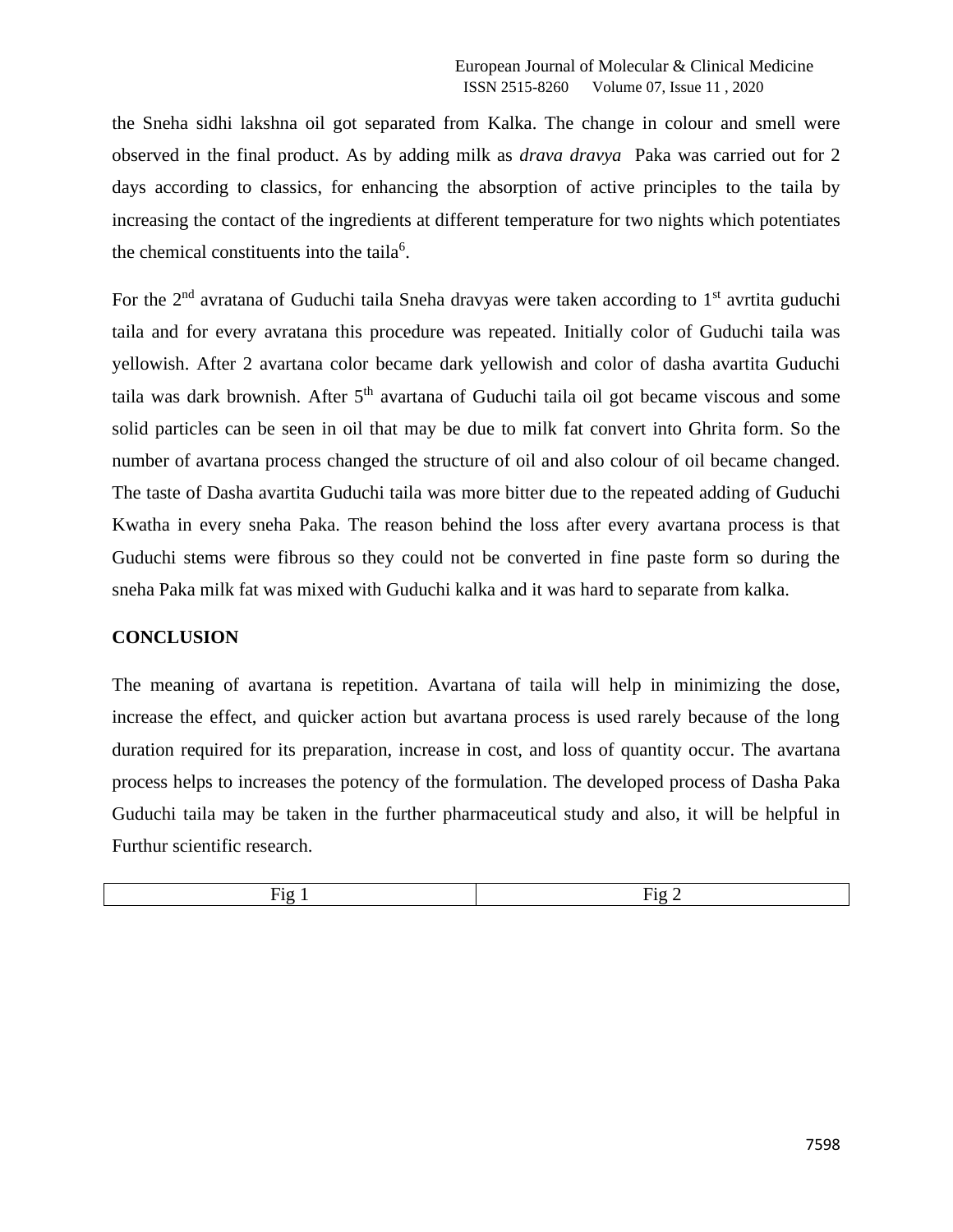the Sneha sidhi lakshna oil got separated from Kalka. The change in colour and smell were observed in the final product. As by adding milk as *drava dravya* Paka was carried out for 2 days according to classics, for enhancing the absorption of active principles to the taila by increasing the contact of the ingredients at different temperature for two nights which potentiates the chemical constituents into the taila[6].

For the 2nd avratana of Guduchi taila Sneha dravyas were taken according to 1st avrtita guduchi taila and for every avratana this procedure was repeated. Initially color of Guduchi taila was yellowish. After 2 avartana color became dark yellowish and color of dasha avartita Guduchi taila was dark brownish. After 5th avartana of Guduchi taila oil got became viscous and some solid particles can be seen in oil that may be due to milk fat convert into Ghrita form. So the number of avartana process changed the structure of oil and also colour of oil became changed. The taste of Dasha avartita Guduchi taila was more bitter due to the repeated adding of Guduchi Kwatha in every sneha Paka. The reason behind the loss after every avartana process is that Guduchi stems were fibrous so they could not be converted in fine paste form so during the sneha Paka milk fat was mixed with Guduchi kalka and it was hard to separate from kalka.

## CONCLUSION

The meaning of avartana is repetition. Avartana of taila will help in minimizing the dose, increase the effect, and quicker action but avartana process is used rarely because of the long duration required for its preparation, increase in cost, and loss of quantity occur. The avartana process helps to increases the potency of the formulation. The developed process of Dasha Paka Guduchi taila may be taken in the further pharmaceutical study and also, it will be helpful in Furthur scientific research.

| Fig 1 | Fig 2 |
| --- | --- |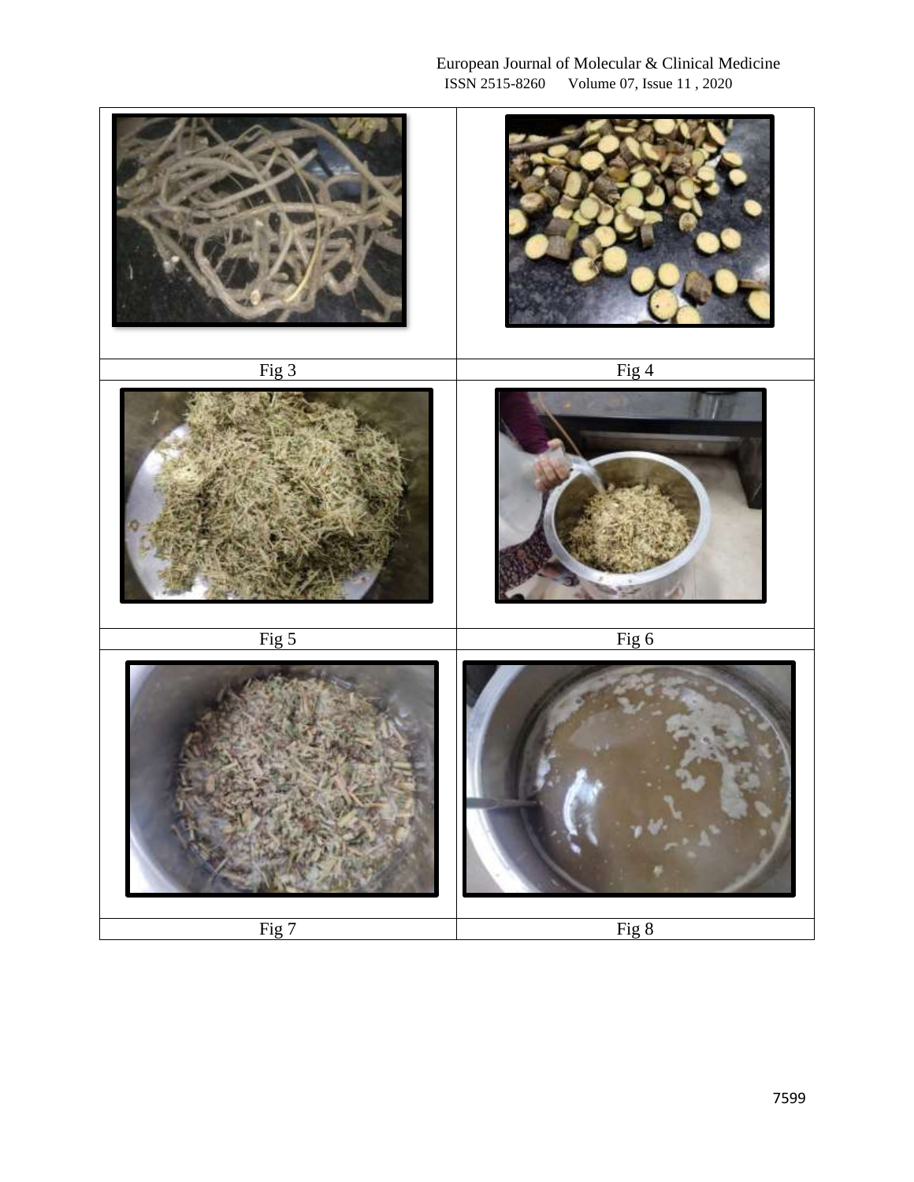| Fig 3 | Fig 4 |
|---|---|
| Fig 5 | Fig 6 |
| Fig 7 | Fig 8 |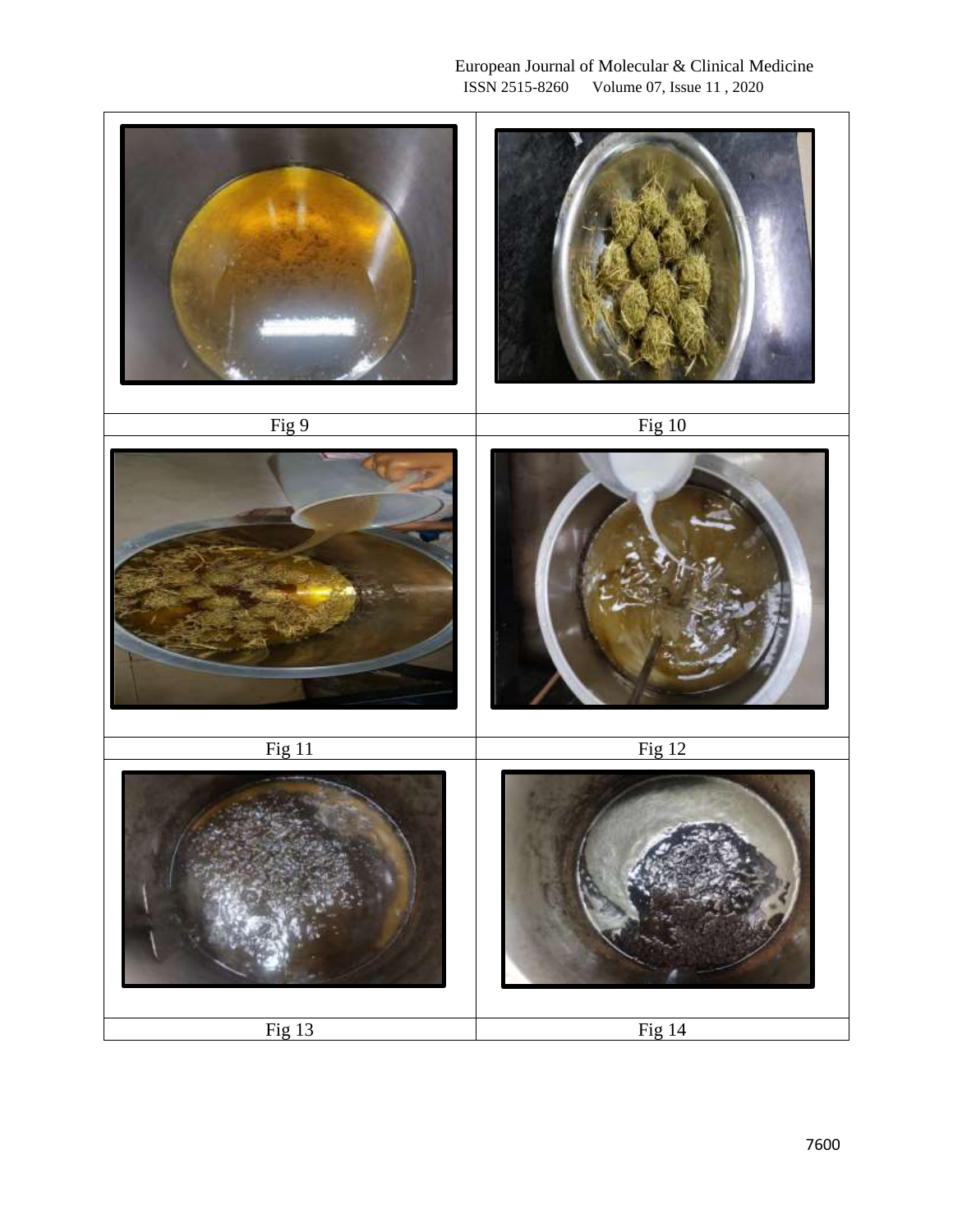| | |
|---|---|
| Fig 9 | Fig 10 |
| Fig 11 | Fig 12 |
| Fig 13 | Fig 14 |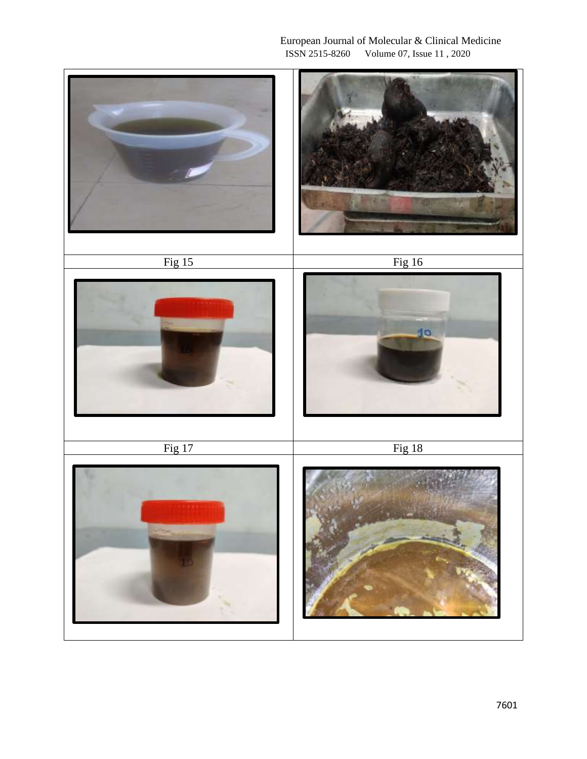| Fig 15 | Fig 16 |
| --- | --- |
| Fig 17 | Fig 18 |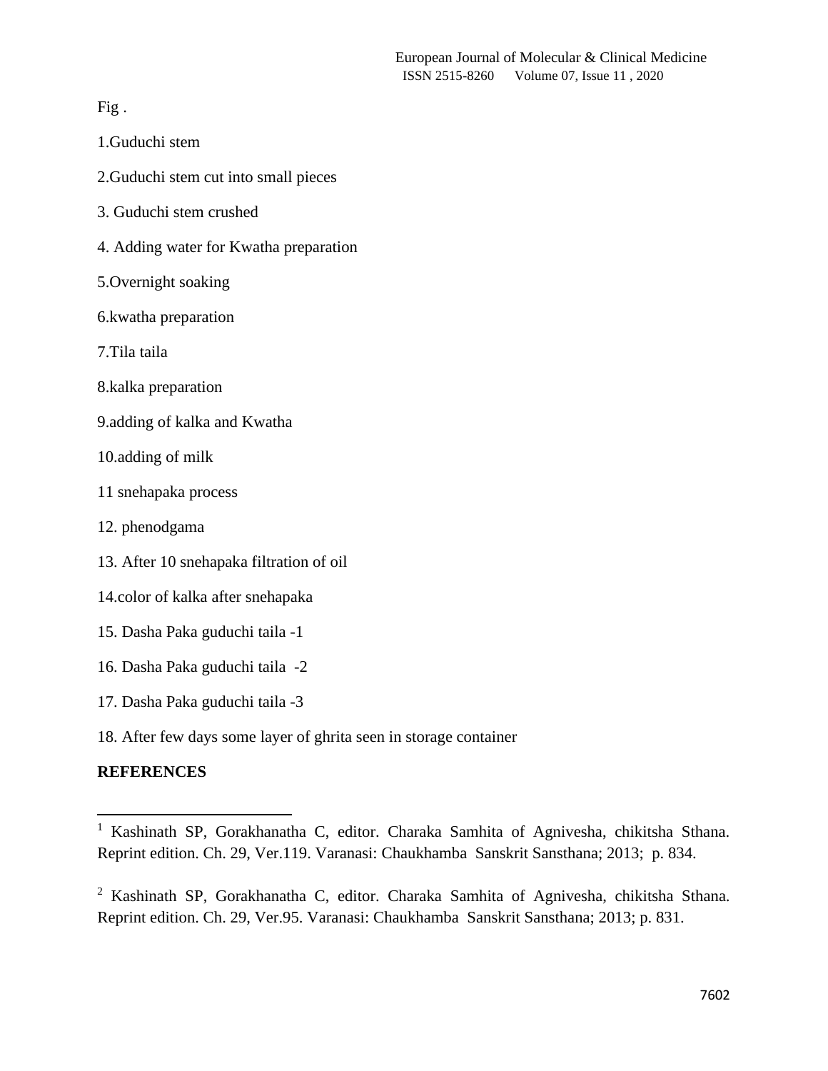Fig .

1.Guduchi stem

2.Guduchi stem cut into small pieces

3. Guduchi stem crushed

4. Adding water for Kwatha preparation

5.Overnight soaking

6.kwatha preparation

7.Tila taila

8.kalka preparation

9.adding of kalka and Kwatha

10.adding of milk

11 snehapaka process

12. phenodgama

13. After 10 snehapaka filtration of oil

14.color of kalka after snehapaka

15. Dasha Paka guduchi taila -1

16. Dasha Paka guduchi taila -2

17. Dasha Paka guduchi taila -3

18. After few days some layer of ghrita seen in storage container

**REFERENCES**

---

[1] Kashinath SP, Gorakhanatha C, editor. Charaka Samhita of Agnivesha, chikitsha Sthana. Reprint edition. Ch. 29, Ver.119. Varanasi: Chaukhamba Sanskrit Sansthana; 2013; p. 834.

[2] Kashinath SP, Gorakhanatha C, editor. Charaka Samhita of Agnivesha, chikitsha Sthana. Reprint edition. Ch. 29, Ver.95. Varanasi: Chaukhamba Sanskrit Sansthana; 2013; p. 831.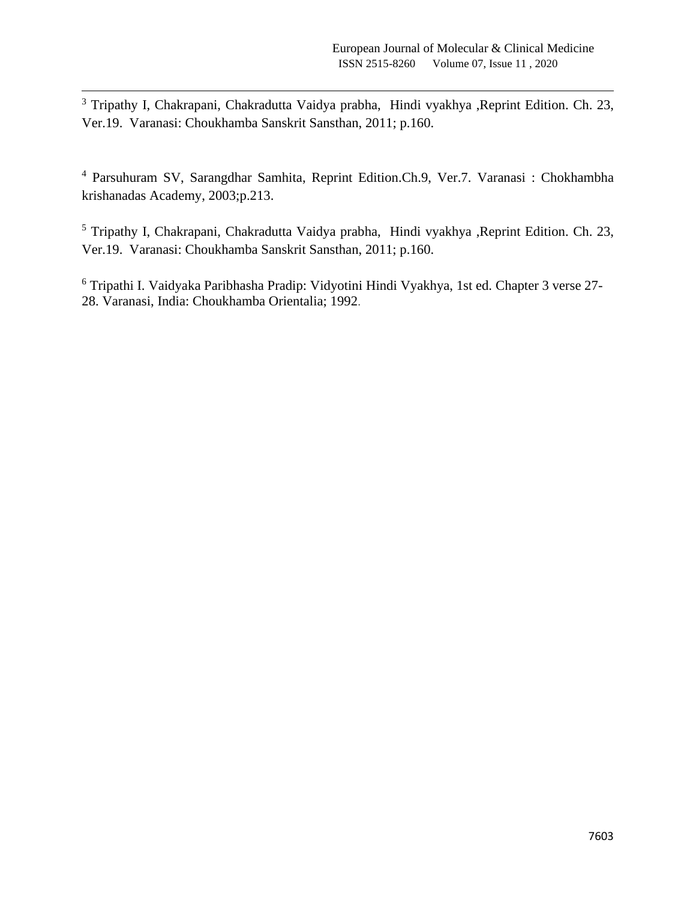[3] Tripathy I, Chakrapani, Chakradutta Vaidya prabha, Hindi vyakhya ,Reprint Edition. Ch. 23, Ver.19. Varanasi: Choukhamba Sanskrit Sansthan, 2011; p.160.

[4] Parsuhuram SV, Sarangdhar Samhita, Reprint Edition.Ch.9, Ver.7. Varanasi : Chokhambha krishanadas Academy, 2003;p.213.

[5] Tripathy I, Chakrapani, Chakradutta Vaidya prabha, Hindi vyakhya ,Reprint Edition. Ch. 23, Ver.19. Varanasi: Choukhamba Sanskrit Sansthan, 2011; p.160.

[6] Tripathi I. Vaidyaka Paribhasha Pradip: Vidyotini Hindi Vyakhya, 1st ed. Chapter 3 verse 27-28. Varanasi, India: Choukhamba Orientalia; 1992.